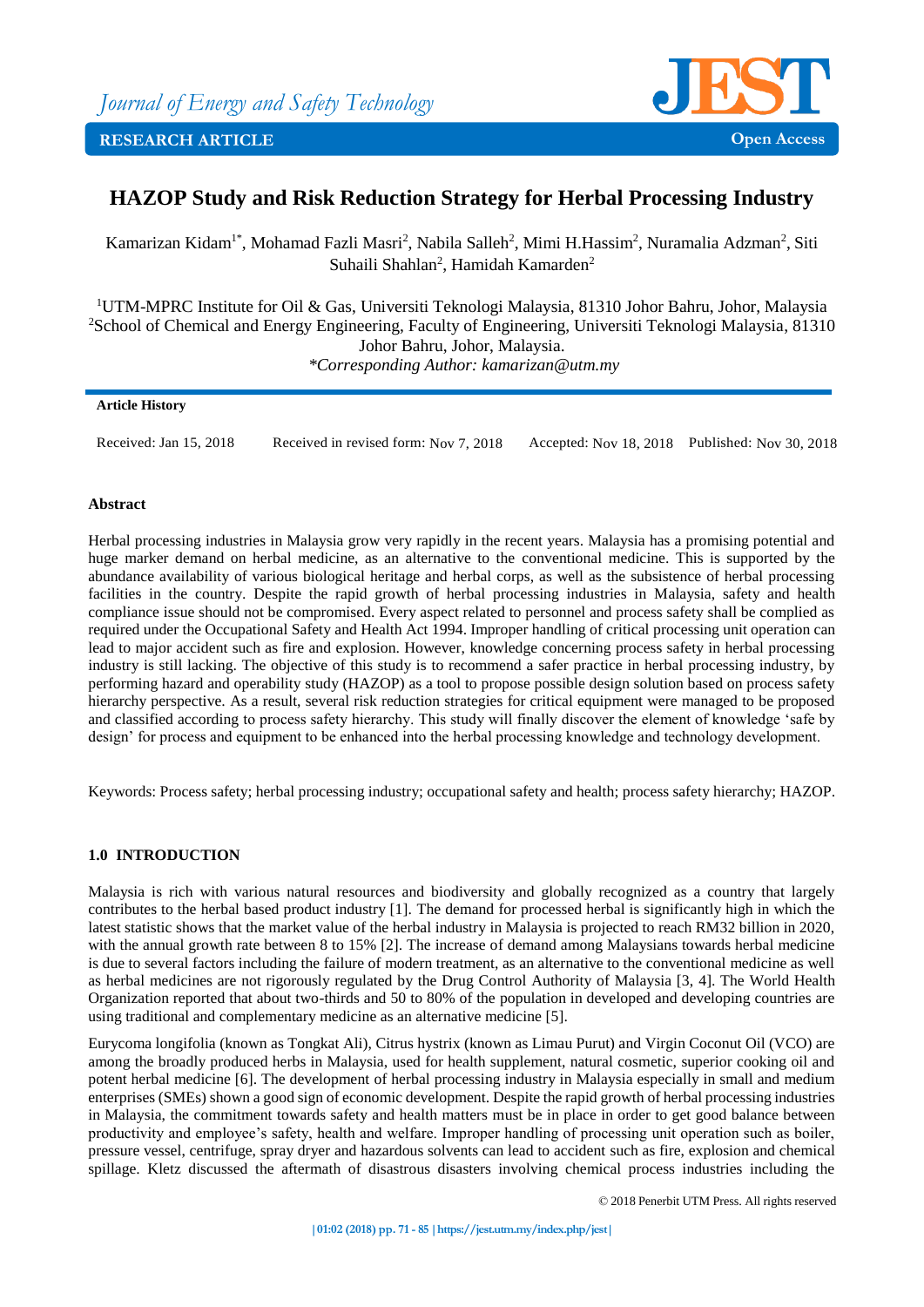# HAZOP Study and Risk Reduction Strategy for Herbal Processing Industry

Kamarizan Kidam[1*], Mohamad Fazli Masri[2], Nabila Salleh[2], Mimi H.Hassim[2], Nuramalia Adzman[2], Siti Suhaili Shahlan[2], Hamidah Kamarden[2]

[1]UTM-MPRC Institute for Oil & Gas, Universiti Teknologi Malaysia, 81310 Johor Bahru, Johor, Malaysia
[2]School of Chemical and Energy Engineering, Faculty of Engineering, Universiti Teknologi Malaysia, 81310 Johor Bahru, Johor, Malaysia.
*\*Corresponding Author: kamarizan@utm.my*

**Article History**

Received: Jan 15, 2018 Received in revised form: Nov 7, 2018 Accepted: Nov 18, 2018 Published: Nov 30, 2018

**Abstract**

Herbal processing industries in Malaysia grow very rapidly in the recent years. Malaysia has a promising potential and huge marker demand on herbal medicine, as an alternative to the conventional medicine. This is supported by the abundance availability of various biological heritage and herbal corps, as well as the subsistence of herbal processing facilities in the country. Despite the rapid growth of herbal processing industries in Malaysia, safety and health compliance issue should not be compromised. Every aspect related to personnel and process safety shall be complied as required under the Occupational Safety and Health Act 1994. Improper handling of critical processing unit operation can lead to major accident such as fire and explosion. However, knowledge concerning process safety in herbal processing industry is still lacking. The objective of this study is to recommend a safer practice in herbal processing industry, by performing hazard and operability study (HAZOP) as a tool to propose possible design solution based on process safety hierarchy perspective. As a result, several risk reduction strategies for critical equipment were managed to be proposed and classified according to process safety hierarchy. This study will finally discover the element of knowledge 'safe by design' for process and equipment to be enhanced into the herbal processing knowledge and technology development.

Keywords: Process safety; herbal processing industry; occupational safety and health; process safety hierarchy; HAZOP.

## 1.0 INTRODUCTION

Malaysia is rich with various natural resources and biodiversity and globally recognized as a country that largely contributes to the herbal based product industry [1]. The demand for processed herbal is significantly high in which the latest statistic shows that the market value of the herbal industry in Malaysia is projected to reach RM32 billion in 2020, with the annual growth rate between 8 to 15% [2]. The increase of demand among Malaysians towards herbal medicine is due to several factors including the failure of modern treatment, as an alternative to the conventional medicine as well as herbal medicines are not rigorously regulated by the Drug Control Authority of Malaysia [3, 4]. The World Health Organization reported that about two-thirds and 50 to 80% of the population in developed and developing countries are using traditional and complementary medicine as an alternative medicine [5].

Eurycoma longifolia (known as Tongkat Ali), Citrus hystrix (known as Limau Purut) and Virgin Coconut Oil (VCO) are among the broadly produced herbs in Malaysia, used for health supplement, natural cosmetic, superior cooking oil and potent herbal medicine [6]. The development of herbal processing industry in Malaysia especially in small and medium enterprises (SMEs) shown a good sign of economic development. Despite the rapid growth of herbal processing industries in Malaysia, the commitment towards safety and health matters must be in place in order to get good balance between productivity and employee's safety, health and welfare. Improper handling of processing unit operation such as boiler, pressure vessel, centrifuge, spray dryer and hazardous solvents can lead to accident such as fire, explosion and chemical spillage. Kletz discussed the aftermath of disastrous disasters involving chemical process industries including the

© 2018 Penerbit UTM Press. All rights reserved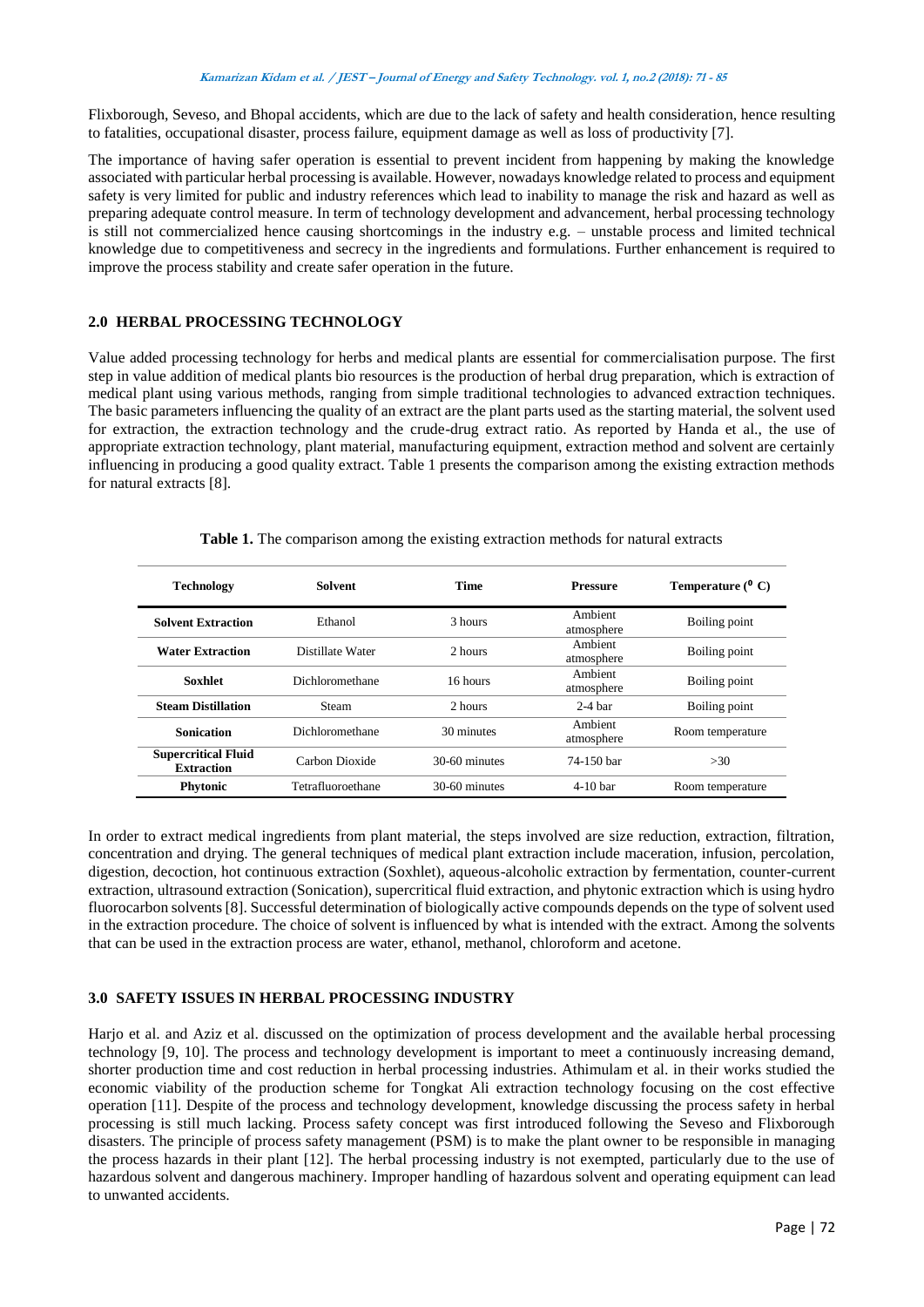Flixborough, Seveso, and Bhopal accidents, which are due to the lack of safety and health consideration, hence resulting to fatalities, occupational disaster, process failure, equipment damage as well as loss of productivity [7].

The importance of having safer operation is essential to prevent incident from happening by making the knowledge associated with particular herbal processing is available. However, nowadays knowledge related to process and equipment safety is very limited for public and industry references which lead to inability to manage the risk and hazard as well as preparing adequate control measure. In term of technology development and advancement, herbal processing technology is still not commercialized hence causing shortcomings in the industry e.g. – unstable process and limited technical knowledge due to competitiveness and secrecy in the ingredients and formulations. Further enhancement is required to improve the process stability and create safer operation in the future.

## 2.0 HERBAL PROCESSING TECHNOLOGY

Value added processing technology for herbs and medical plants are essential for commercialisation purpose. The first step in value addition of medical plants bio resources is the production of herbal drug preparation, which is extraction of medical plant using various methods, ranging from simple traditional technologies to advanced extraction techniques. The basic parameters influencing the quality of an extract are the plant parts used as the starting material, the solvent used for extraction, the extraction technology and the crude-drug extract ratio. As reported by Handa et al., the use of appropriate extraction technology, plant material, manufacturing equipment, extraction method and solvent are certainly influencing in producing a good quality extract. Table 1 presents the comparison among the existing extraction methods for natural extracts [8].

**Table 1.** The comparison among the existing extraction methods for natural extracts

| Technology | Solvent | Time | Pressure | Temperature ($^0$ C) |
|---|---|---|---|---|
| **Solvent Extraction** | Ethanol | 3 hours | Ambient atmosphere | Boiling point |
| **Water Extraction** | Distillate Water | 2 hours | Ambient atmosphere | Boiling point |
| **Soxhlet** | Dichloromethane | 16 hours | Ambient atmosphere | Boiling point |
| **Steam Distillation** | Steam | 2 hours | 2-4 bar | Boiling point |
| **Sonication** | Dichloromethane | 30 minutes | Ambient atmosphere | Room temperature |
| **Supercritical Fluid Extraction** | Carbon Dioxide | 30-60 minutes | 74-150 bar | >30 |
| **Phytonic** | Tetrafluoroethane | 30-60 minutes | 4-10 bar | Room temperature |

In order to extract medical ingredients from plant material, the steps involved are size reduction, extraction, filtration, concentration and drying. The general techniques of medical plant extraction include maceration, infusion, percolation, digestion, decoction, hot continuous extraction (Soxhlet), aqueous-alcoholic extraction by fermentation, counter-current extraction, ultrasound extraction (Sonication), supercritical fluid extraction, and phytonic extraction which is using hydro fluorocarbon solvents [8]. Successful determination of biologically active compounds depends on the type of solvent used in the extraction procedure. The choice of solvent is influenced by what is intended with the extract. Among the solvents that can be used in the extraction process are water, ethanol, methanol, chloroform and acetone.

## 3.0 SAFETY ISSUES IN HERBAL PROCESSING INDUSTRY

Harjo et al. and Aziz et al. discussed on the optimization of process development and the available herbal processing technology [9, 10]. The process and technology development is important to meet a continuously increasing demand, shorter production time and cost reduction in herbal processing industries. Athimulam et al. in their works studied the economic viability of the production scheme for Tongkat Ali extraction technology focusing on the cost effective operation [11]. Despite of the process and technology development, knowledge discussing the process safety in herbal processing is still much lacking. Process safety concept was first introduced following the Seveso and Flixborough disasters. The principle of process safety management (PSM) is to make the plant owner to be responsible in managing the process hazards in their plant [12]. The herbal processing industry is not exempted, particularly due to the use of hazardous solvent and dangerous machinery. Improper handling of hazardous solvent and operating equipment can lead to unwanted accidents.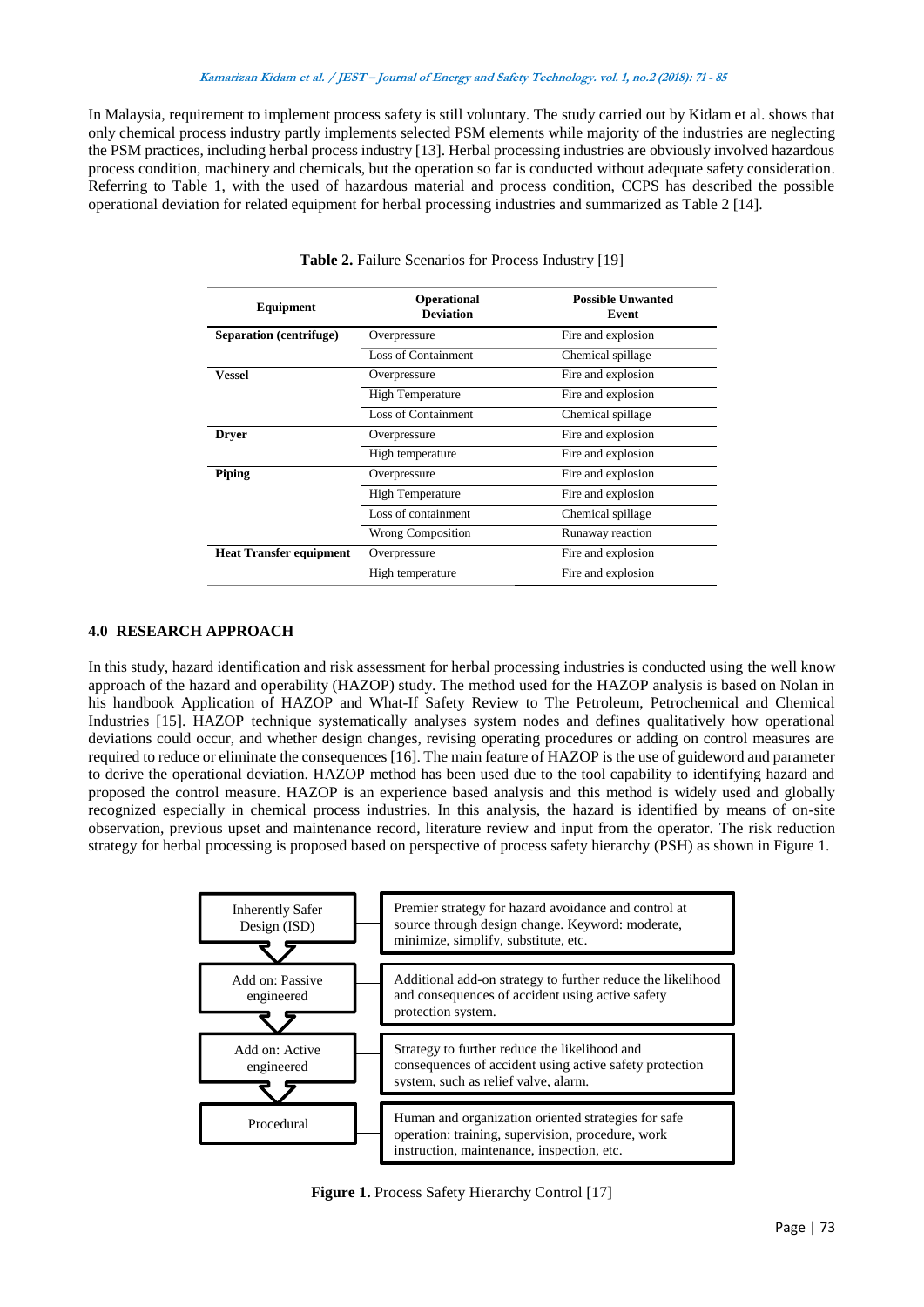In Malaysia, requirement to implement process safety is still voluntary. The study carried out by Kidam et al. shows that only chemical process industry partly implements selected PSM elements while majority of the industries are neglecting the PSM practices, including herbal process industry [13]. Herbal processing industries are obviously involved hazardous process condition, machinery and chemicals, but the operation so far is conducted without adequate safety consideration. Referring to Table 1, with the used of hazardous material and process condition, CCPS has described the possible operational deviation for related equipment for herbal processing industries and summarized as Table 2 [14].

**Table 2.** Failure Scenarios for Process Industry [19]

| Equipment | Operational Deviation | Possible Unwanted Event |
|---|---|---|
| **Separation (centrifuge)** | Overpressure | Fire and explosion |
| | Loss of Containment | Chemical spillage |
| **Vessel** | Overpressure | Fire and explosion |
| | High Temperature | Fire and explosion |
| | Loss of Containment | Chemical spillage |
| **Dryer** | Overpressure | Fire and explosion |
| | High temperature | Fire and explosion |
| **Piping** | Overpressure | Fire and explosion |
| | High Temperature | Fire and explosion |
| | Loss of containment | Chemical spillage |
| | Wrong Composition | Runaway reaction |
| **Heat Transfer equipment** | Overpressure | Fire and explosion |
| | High temperature | Fire and explosion |

## 4.0 RESEARCH APPROACH

In this study, hazard identification and risk assessment for herbal processing industries is conducted using the well know approach of the hazard and operability (HAZOP) study. The method used for the HAZOP analysis is based on Nolan in his handbook Application of HAZOP and What-If Safety Review to The Petroleum, Petrochemical and Chemical Industries [15]. HAZOP technique systematically analyses system nodes and defines qualitatively how operational deviations could occur, and whether design changes, revising operating procedures or adding on control measures are required to reduce or eliminate the consequences [16]. The main feature of HAZOP is the use of guideword and parameter to derive the operational deviation. HAZOP method has been used due to the tool capability to identifying hazard and proposed the control measure. HAZOP is an experience based analysis and this method is widely used and globally recognized especially in chemical process industries. In this analysis, the hazard is identified by means of on-site observation, previous upset and maintenance record, literature review and input from the operator. The risk reduction strategy for herbal processing is proposed based on perspective of process safety hierarchy (PSH) as shown in Figure 1.

| | |
|---|---|
| Inherently Safer Design (ISD) | Premier strategy for hazard avoidance and control at source through design change. Keyword: moderate, minimize, simplify, substitute, etc. |
| Add on: Passive engineered | Additional add-on strategy to further reduce the likelihood and consequences of accident using active safety protection system. |
| Add on: Active engineered | Strategy to further reduce the likelihood and consequences of accident using active safety protection system, such as relief valve, alarm. |
| Procedural | Human and organization oriented strategies for safe operation: training, supervision, procedure, work instruction, maintenance, inspection, etc. |

**Figure 1.** Process Safety Hierarchy Control [17]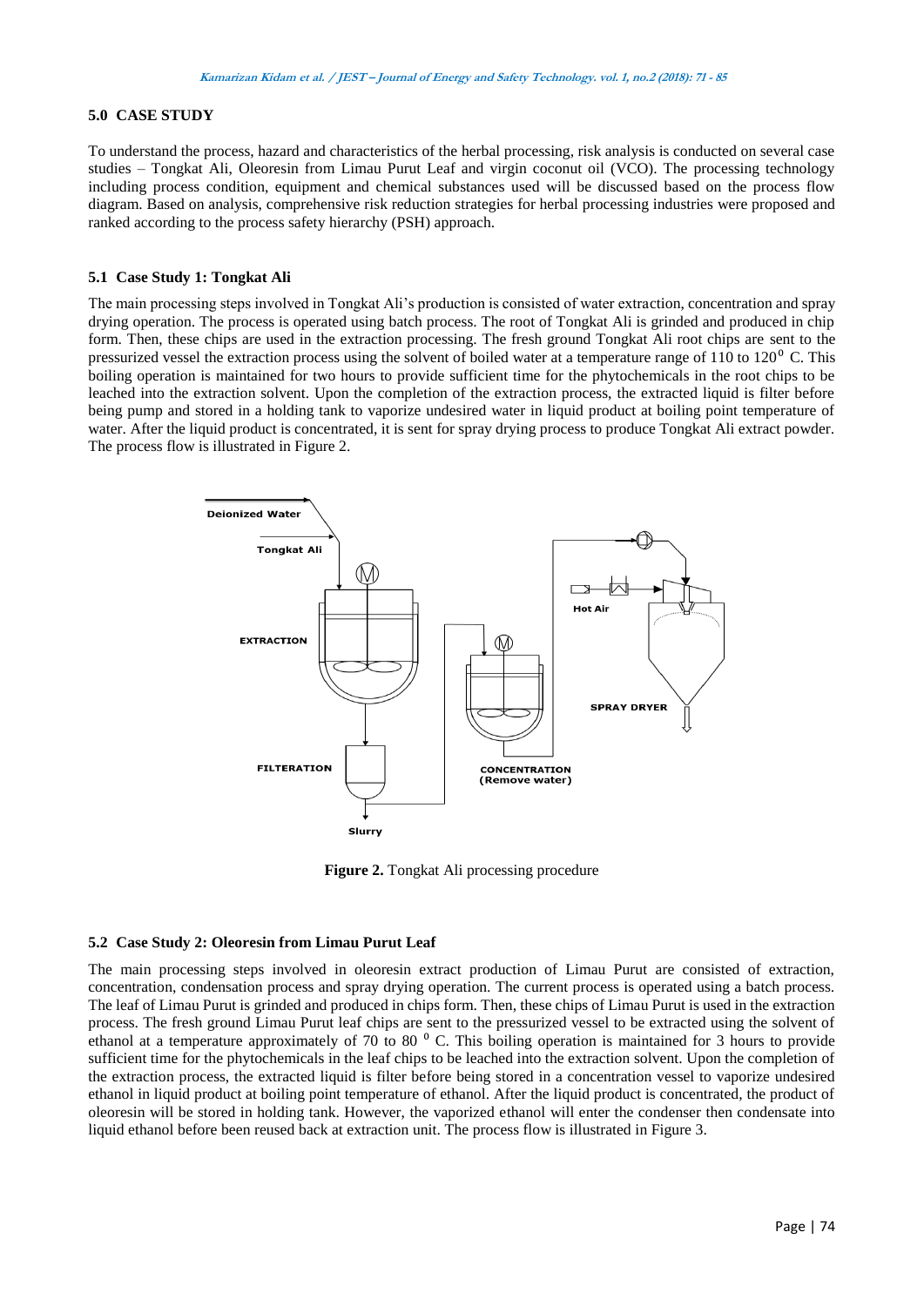## 5.0 CASE STUDY

To understand the process, hazard and characteristics of the herbal processing, risk analysis is conducted on several case studies – Tongkat Ali, Oleoresin from Limau Purut Leaf and virgin coconut oil (VCO). The processing technology including process condition, equipment and chemical substances used will be discussed based on the process flow diagram. Based on analysis, comprehensive risk reduction strategies for herbal processing industries were proposed and ranked according to the process safety hierarchy (PSH) approach.

### 5.1 Case Study 1: Tongkat Ali

The main processing steps involved in Tongkat Ali's production is consisted of water extraction, concentration and spray drying operation. The process is operated using batch process. The root of Tongkat Ali is grinded and produced in chip form. Then, these chips are used in the extraction processing. The fresh ground Tongkat Ali root chips are sent to the pressurized vessel the extraction process using the solvent of boiled water at a temperature range of 110 to 120$^0$ C. This boiling operation is maintained for two hours to provide sufficient time for the phytochemicals in the root chips to be leached into the extraction solvent. Upon the completion of the extraction process, the extracted liquid is filter before being pump and stored in a holding tank to vaporize undesired water in liquid product at boiling point temperature of water. After the liquid product is concentrated, it is sent for spray drying process to produce Tongkat Ali extract powder. The process flow is illustrated in Figure 2.

Deionized Water
Tongkat Ali
EXTRACTION
FILTERATION
Slurry
CONCENTRATION (Remove water)
Hot Air
SPRAY DRYER

**Figure 2.** Tongkat Ali processing procedure

### 5.2 Case Study 2: Oleoresin from Limau Purut Leaf

The main processing steps involved in oleoresin extract production of Limau Purut are consisted of extraction, concentration, condensation process and spray drying operation. The current process is operated using a batch process. The leaf of Limau Purut is grinded and produced in chips form. Then, these chips of Limau Purut is used in the extraction process. The fresh ground Limau Purut leaf chips are sent to the pressurized vessel to be extracted using the solvent of ethanol at a temperature approximately of 70 to 80 $^0$ C. This boiling operation is maintained for 3 hours to provide sufficient time for the phytochemicals in the leaf chips to be leached into the extraction solvent. Upon the completion of the extraction process, the extracted liquid is filter before being stored in a concentration vessel to vaporize undesired ethanol in liquid product at boiling point temperature of ethanol. After the liquid product is concentrated, the product of oleoresin will be stored in holding tank. However, the vaporized ethanol will enter the condenser then condensate into liquid ethanol before been reused back at extraction unit. The process flow is illustrated in Figure 3.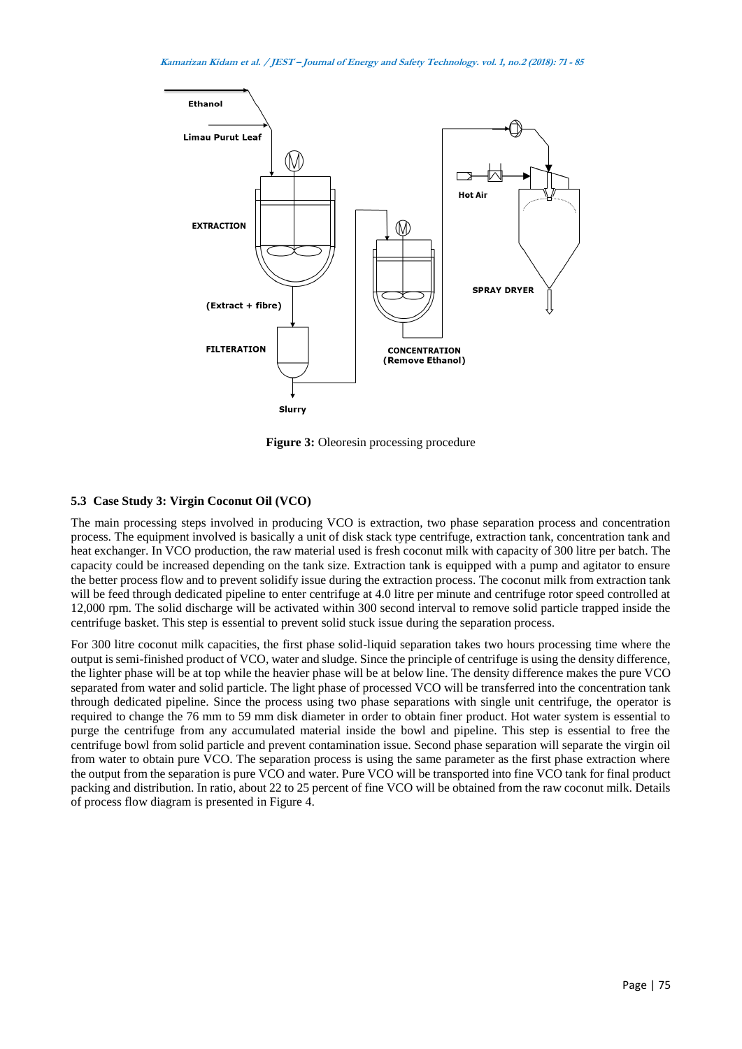**Figure 3:** Oleoresin processing procedure

### 5.3 Case Study 3: Virgin Coconut Oil (VCO)

The main processing steps involved in producing VCO is extraction, two phase separation process and concentration process. The equipment involved is basically a unit of disk stack type centrifuge, extraction tank, concentration tank and heat exchanger. In VCO production, the raw material used is fresh coconut milk with capacity of 300 litre per batch. The capacity could be increased depending on the tank size. Extraction tank is equipped with a pump and agitator to ensure the better process flow and to prevent solidify issue during the extraction process. The coconut milk from extraction tank will be feed through dedicated pipeline to enter centrifuge at 4.0 litre per minute and centrifuge rotor speed controlled at 12,000 rpm. The solid discharge will be activated within 300 second interval to remove solid particle trapped inside the centrifuge basket. This step is essential to prevent solid stuck issue during the separation process.

For 300 litre coconut milk capacities, the first phase solid-liquid separation takes two hours processing time where the output is semi-finished product of VCO, water and sludge. Since the principle of centrifuge is using the density difference, the lighter phase will be at top while the heavier phase will be at below line. The density difference makes the pure VCO separated from water and solid particle. The light phase of processed VCO will be transferred into the concentration tank through dedicated pipeline. Since the process using two phase separations with single unit centrifuge, the operator is required to change the 76 mm to 59 mm disk diameter in order to obtain finer product. Hot water system is essential to purge the centrifuge from any accumulated material inside the bowl and pipeline. This step is essential to free the centrifuge bowl from solid particle and prevent contamination issue. Second phase separation will separate the virgin oil from water to obtain pure VCO. The separation process is using the same parameter as the first phase extraction where the output from the separation is pure VCO and water. Pure VCO will be transported into fine VCO tank for final product packing and distribution. In ratio, about 22 to 25 percent of fine VCO will be obtained from the raw coconut milk. Details of process flow diagram is presented in Figure 4.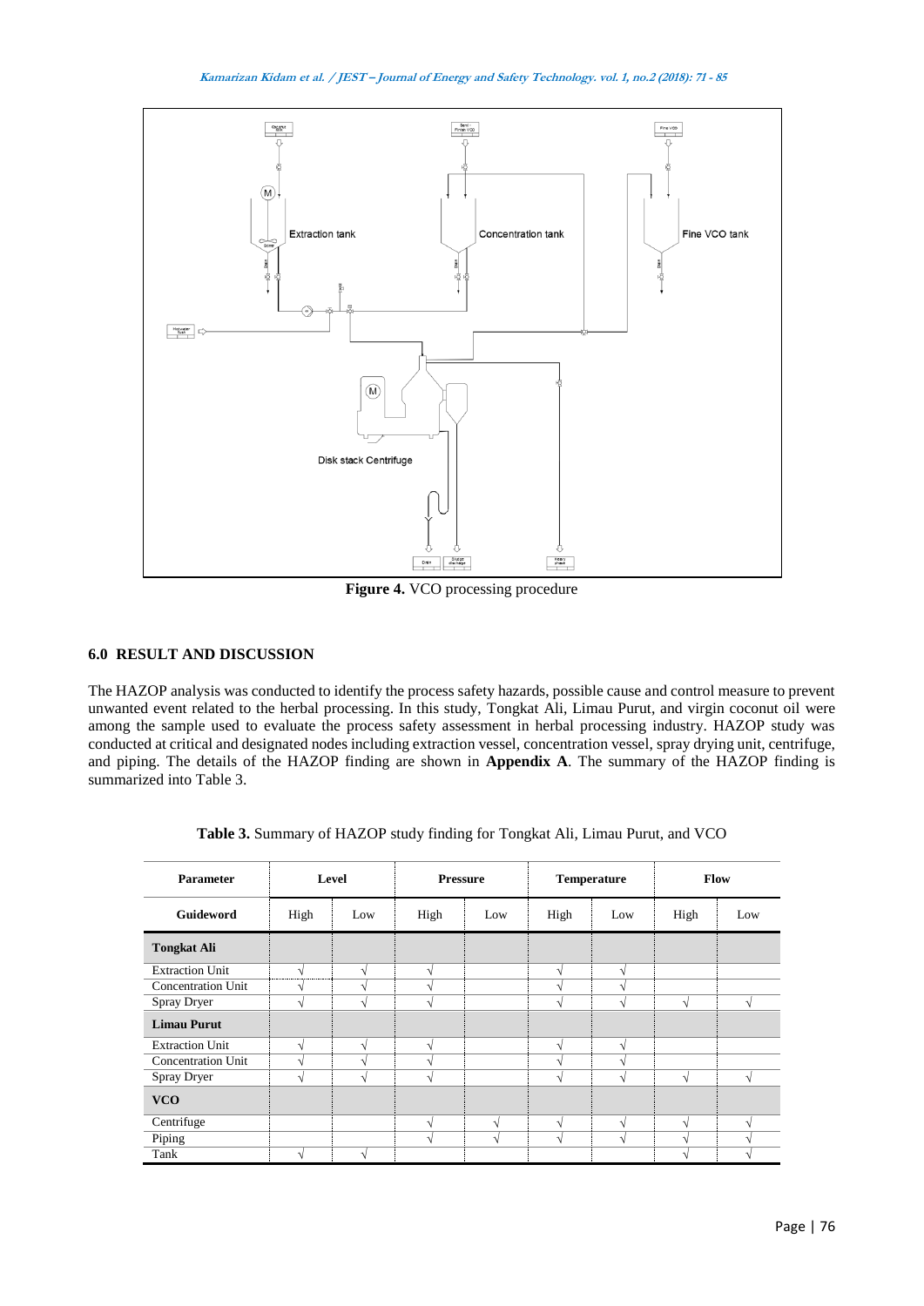**Figure 4.** VCO processing procedure

## 6.0 RESULT AND DISCUSSION

The HAZOP analysis was conducted to identify the process safety hazards, possible cause and control measure to prevent unwanted event related to the herbal processing. In this study, Tongkat Ali, Limau Purut, and virgin coconut oil were among the sample used to evaluate the process safety assessment in herbal processing industry. HAZOP study was conducted at critical and designated nodes including extraction vessel, concentration vessel, spray drying unit, centrifuge, and piping. The details of the HAZOP finding are shown in **Appendix A**. The summary of the HAZOP finding is summarized into Table 3.

**Table 3.** Summary of HAZOP study finding for Tongkat Ali, Limau Purut, and VCO

| Parameter | Level | | Pressure | | Temperature | | Flow | |
|---|---|---|---|---|---|---|---|---|
| **Guideword** | High | Low | High | Low | High | Low | High | Low |
| **Tongkat Ali** | | | | | | | | |
| Extraction Unit | √ | √ | √ | | √ | √ | | |
| Concentration Unit | √ | √ | √ | | √ | √ | | |
| Spray Dryer | √ | √ | √ | | √ | √ | √ | √ |
| **Limau Purut** | | | | | | | | |
| Extraction Unit | √ | √ | √ | | √ | √ | | |
| Concentration Unit | √ | √ | √ | | √ | √ | | |
| Spray Dryer | √ | √ | √ | | √ | √ | √ | √ |
| **VCO** | | | | | | | | |
| Centrifuge | | | √ | √ | √ | √ | √ | √ |
| Piping | | | √ | √ | √ | √ | √ | √ |
| Tank | √ | √ | | | | | √ | √ |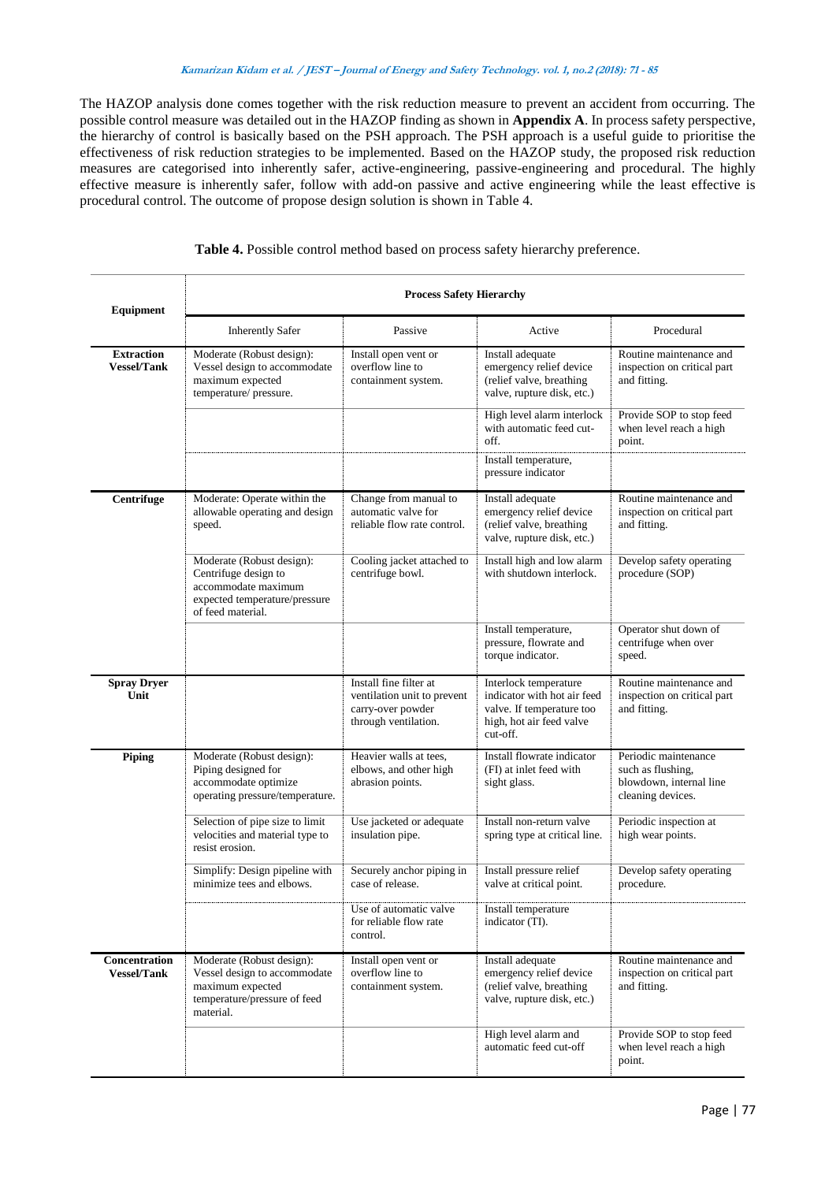The HAZOP analysis done comes together with the risk reduction measure to prevent an accident from occurring. The possible control measure was detailed out in the HAZOP finding as shown in **Appendix A**. In process safety perspective, the hierarchy of control is basically based on the PSH approach. The PSH approach is a useful guide to prioritise the effectiveness of risk reduction strategies to be implemented. Based on the HAZOP study, the proposed risk reduction measures are categorised into inherently safer, active-engineering, passive-engineering and procedural. The highly effective measure is inherently safer, follow with add-on passive and active engineering while the least effective is procedural control. The outcome of propose design solution is shown in Table 4.

**Table 4.** Possible control method based on process safety hierarchy preference.

| Equipment | Process Safety Hierarchy | | | |
|---|---|---|---|---|
| | Inherently Safer | Passive | Active | Procedural |
| **Extraction Vessel/Tank** | Moderate (Robust design): Vessel design to accommodate maximum expected temperature/ pressure. | Install open vent or overflow line to containment system. | Install adequate emergency relief device (relief valve, breathing valve, rupture disk, etc.) | Routine maintenance and inspection on critical part and fitting. |
| | | | High level alarm interlock with automatic feed cut-off. | Provide SOP to stop feed when level reach a high point. |
| | | | Install temperature, pressure indicator | |
| **Centrifuge** | Moderate: Operate within the allowable operating and design speed. | Change from manual to automatic valve for reliable flow rate control. | Install adequate emergency relief device (relief valve, breathing valve, rupture disk, etc.) | Routine maintenance and inspection on critical part and fitting. |
| | Moderate (Robust design): Centrifuge design to accommodate maximum expected temperature/pressure of feed material. | Cooling jacket attached to centrifuge bowl. | Install high and low alarm with shutdown interlock. | Develop safety operating procedure (SOP) |
| | | | Install temperature, pressure, flowrate and torque indicator. | Operator shut down of centrifuge when over speed. |
| **Spray Dryer Unit** | | Install fine filter at ventilation unit to prevent carry-over powder through ventilation. | Interlock temperature indicator with hot air feed valve. If temperature too high, hot air feed valve cut-off. | Routine maintenance and inspection on critical part and fitting. |
| **Piping** | Moderate (Robust design): Piping designed for accommodate optimize operating pressure/temperature. | Heavier walls at tees, elbows, and other high abrasion points. | Install flowrate indicator (FI) at inlet feed with sight glass. | Periodic maintenance such as flushing, blowdown, internal line cleaning devices. |
| | Selection of pipe size to limit velocities and material type to resist erosion. | Use jacketed or adequate insulation pipe. | Install non-return valve spring type at critical line. | Periodic inspection at high wear points. |
| | Simplify: Design pipeline with minimize tees and elbows. | Securely anchor piping in case of release. | Install pressure relief valve at critical point. | Develop safety operating procedure. |
| | | Use of automatic valve for reliable flow rate control. | Install temperature indicator (TI). | |
| **Concentration Vessel/Tank** | Moderate (Robust design): Vessel design to accommodate maximum expected temperature/pressure of feed material. | Install open vent or overflow line to containment system. | Install adequate emergency relief device (relief valve, breathing valve, rupture disk, etc.) | Routine maintenance and inspection on critical part and fitting. |
| | | | High level alarm and automatic feed cut-off | Provide SOP to stop feed when level reach a high point. |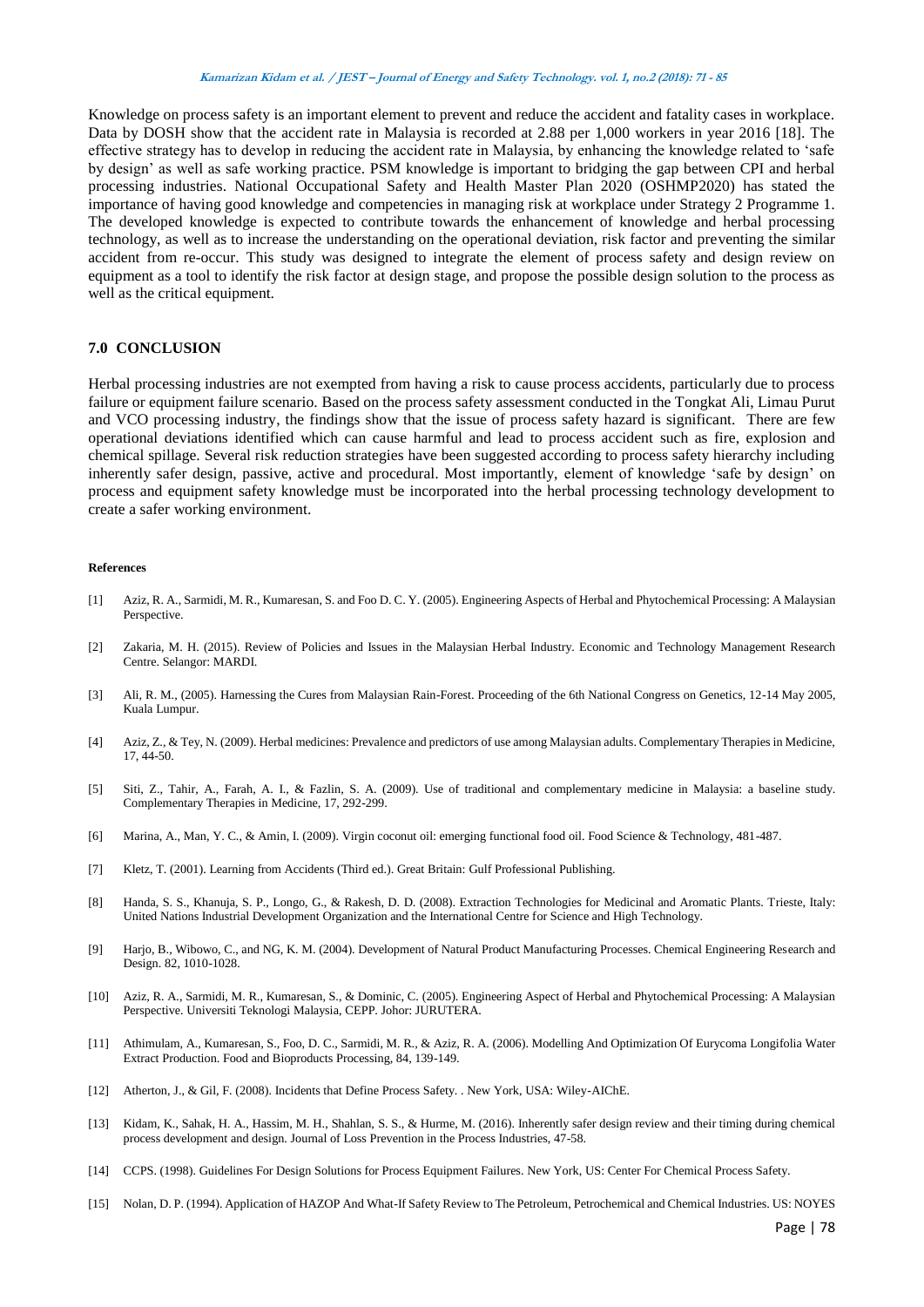Knowledge on process safety is an important element to prevent and reduce the accident and fatality cases in workplace. Data by DOSH show that the accident rate in Malaysia is recorded at 2.88 per 1,000 workers in year 2016 [18]. The effective strategy has to develop in reducing the accident rate in Malaysia, by enhancing the knowledge related to 'safe by design' as well as safe working practice. PSM knowledge is important to bridging the gap between CPI and herbal processing industries. National Occupational Safety and Health Master Plan 2020 (OSHMP2020) has stated the importance of having good knowledge and competencies in managing risk at workplace under Strategy 2 Programme 1. The developed knowledge is expected to contribute towards the enhancement of knowledge and herbal processing technology, as well as to increase the understanding on the operational deviation, risk factor and preventing the similar accident from re-occur. This study was designed to integrate the element of process safety and design review on equipment as a tool to identify the risk factor at design stage, and propose the possible design solution to the process as well as the critical equipment.

## 7.0 CONCLUSION

Herbal processing industries are not exempted from having a risk to cause process accidents, particularly due to process failure or equipment failure scenario. Based on the process safety assessment conducted in the Tongkat Ali, Limau Purut and VCO processing industry, the findings show that the issue of process safety hazard is significant. There are few operational deviations identified which can cause harmful and lead to process accident such as fire, explosion and chemical spillage. Several risk reduction strategies have been suggested according to process safety hierarchy including inherently safer design, passive, active and procedural. Most importantly, element of knowledge 'safe by design' on process and equipment safety knowledge must be incorporated into the herbal processing technology development to create a safer working environment.

#### References

[1] Aziz, R. A., Sarmidi, M. R., Kumaresan, S. and Foo D. C. Y. (2005). Engineering Aspects of Herbal and Phytochemical Processing: A Malaysian Perspective.

[2] Zakaria, M. H. (2015). Review of Policies and Issues in the Malaysian Herbal Industry. Economic and Technology Management Research Centre. Selangor: MARDI.

[3] Ali, R. M., (2005). Harnessing the Cures from Malaysian Rain-Forest. Proceeding of the 6th National Congress on Genetics, 12-14 May 2005, Kuala Lumpur.

[4] Aziz, Z., & Tey, N. (2009). Herbal medicines: Prevalence and predictors of use among Malaysian adults. Complementary Therapies in Medicine, 17, 44-50.

[5] Siti, Z., Tahir, A., Farah, A. I., & Fazlin, S. A. (2009). Use of traditional and complementary medicine in Malaysia: a baseline study. Complementary Therapies in Medicine, 17, 292-299.

[6] Marina, A., Man, Y. C., & Amin, I. (2009). Virgin coconut oil: emerging functional food oil. Food Science & Technology, 481-487.

[7] Kletz, T. (2001). Learning from Accidents (Third ed.). Great Britain: Gulf Professional Publishing.

[8] Handa, S. S., Khanuja, S. P., Longo, G., & Rakesh, D. D. (2008). Extraction Technologies for Medicinal and Aromatic Plants. Trieste, Italy: United Nations Industrial Development Organization and the International Centre for Science and High Technology.

[9] Harjo, B., Wibowo, C., and NG, K. M. (2004). Development of Natural Product Manufacturing Processes. Chemical Engineering Research and Design. 82, 1010-1028.

[10] Aziz, R. A., Sarmidi, M. R., Kumaresan, S., & Dominic, C. (2005). Engineering Aspect of Herbal and Phytochemical Processing: A Malaysian Perspective. Universiti Teknologi Malaysia, CEPP. Johor: JURUTERA.

[11] Athimulam, A., Kumaresan, S., Foo, D. C., Sarmidi, M. R., & Aziz, R. A. (2006). Modelling And Optimization Of Eurycoma Longifolia Water Extract Production. Food and Bioproducts Processing, 84, 139-149.

[12] Atherton, J., & Gil, F. (2008). Incidents that Define Process Safety. . New York, USA: Wiley-AIChE.

[13] Kidam, K., Sahak, H. A., Hassim, M. H., Shahlan, S. S., & Hurme, M. (2016). Inherently safer design review and their timing during chemical process development and design. Journal of Loss Prevention in the Process Industries, 47-58.

[14] CCPS. (1998). Guidelines For Design Solutions for Process Equipment Failures. New York, US: Center For Chemical Process Safety.

[15] Nolan, D. P. (1994). Application of HAZOP And What-If Safety Review to The Petroleum, Petrochemical and Chemical Industries. US: NOYES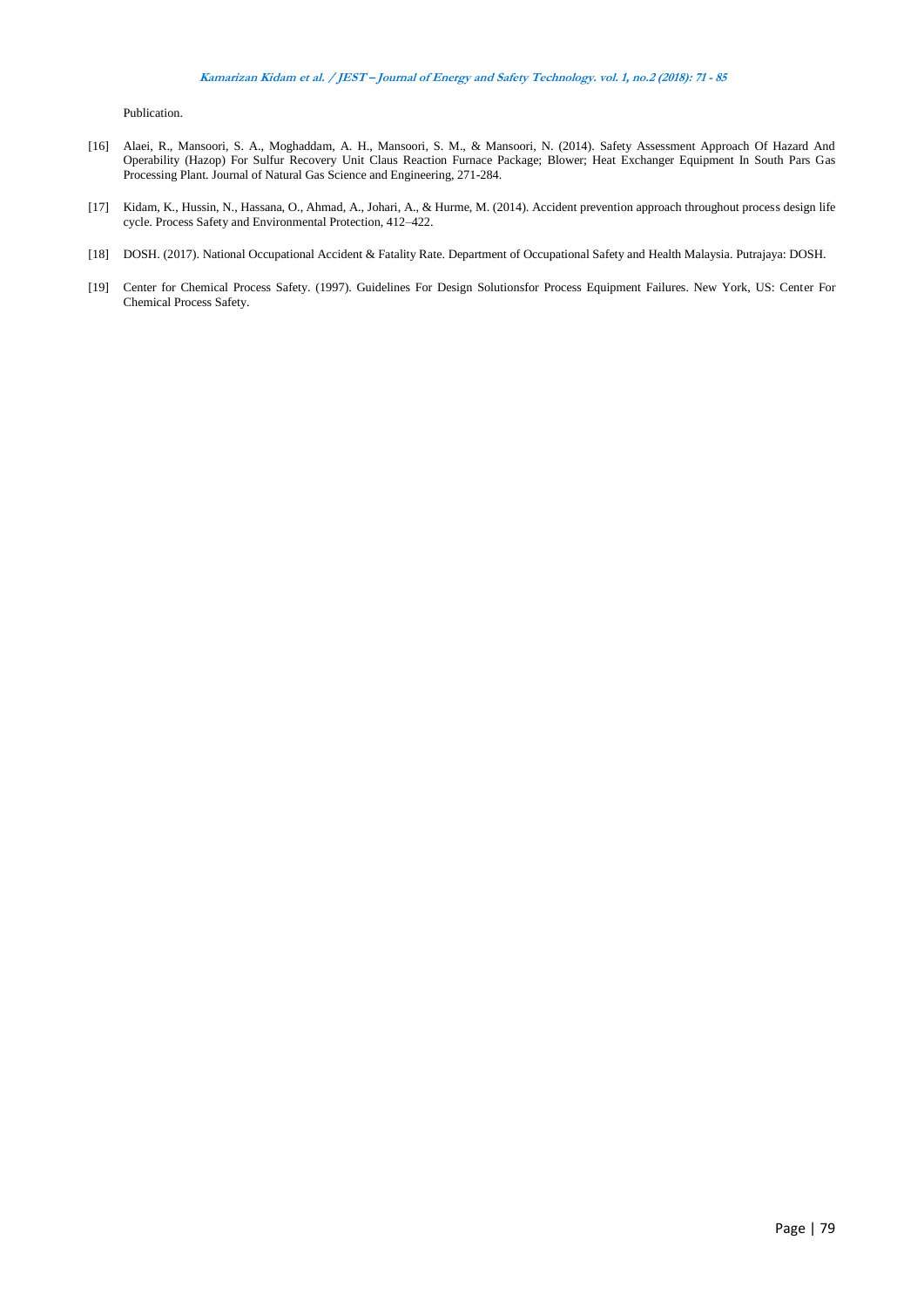Publication.

[16] Alaei, R., Mansoori, S. A., Moghaddam, A. H., Mansoori, S. M., & Mansoori, N. (2014). Safety Assessment Approach Of Hazard And Operability (Hazop) For Sulfur Recovery Unit Claus Reaction Furnace Package; Blower; Heat Exchanger Equipment In South Pars Gas Processing Plant. Journal of Natural Gas Science and Engineering, 271-284.

[17] Kidam, K., Hussin, N., Hassana, O., Ahmad, A., Johari, A., & Hurme, M. (2014). Accident prevention approach throughout process design life cycle. Process Safety and Environmental Protection, 412–422.

[18] DOSH. (2017). National Occupational Accident & Fatality Rate. Department of Occupational Safety and Health Malaysia. Putrajaya: DOSH.

[19] Center for Chemical Process Safety. (1997). Guidelines For Design Solutionsfor Process Equipment Failures. New York, US: Center For Chemical Process Safety.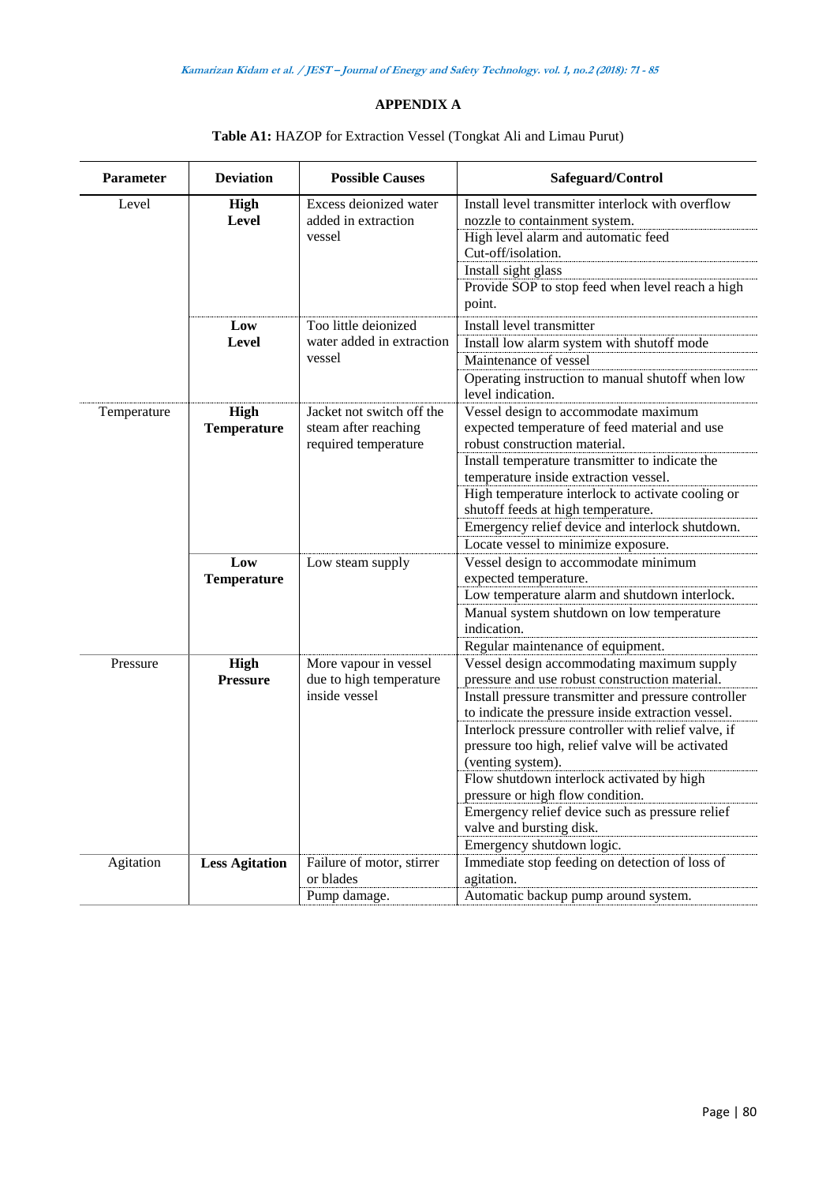# APPENDIX A

**Table A1:** HAZOP for Extraction Vessel (Tongkat Ali and Limau Purut)

| Parameter | Deviation | Possible Causes | Safeguard/Control |
|---|---|---|---|
| Level | **High Level** | Excess deionized water added in extraction vessel | Install level transmitter interlock with overflow nozzle to containment system. |
| | | | High level alarm and automatic feed Cut-off/isolation. |
| | | | Install sight glass |
| | | | Provide SOP to stop feed when level reach a high point. |
| | **Low Level** | Too little deionized water added in extraction vessel | Install level transmitter |
| | | | Install low alarm system with shutoff mode |
| | | | Maintenance of vessel |
| | | | Operating instruction to manual shutoff when low level indication. |
| Temperature | **High Temperature** | Jacket not switch off the steam after reaching required temperature | Vessel design to accommodate maximum expected temperature of feed material and use robust construction material. |
| | | | Install temperature transmitter to indicate the temperature inside extraction vessel. |
| | | | High temperature interlock to activate cooling or shutoff feeds at high temperature. |
| | | | Emergency relief device and interlock shutdown. |
| | | | Locate vessel to minimize exposure. |
| | **Low Temperature** | Low steam supply | Vessel design to accommodate minimum expected temperature. |
| | | | Low temperature alarm and shutdown interlock. |
| | | | Manual system shutdown on low temperature indication. |
| | | | Regular maintenance of equipment. |
| Pressure | **High Pressure** | More vapour in vessel due to high temperature inside vessel | Vessel design accommodating maximum supply pressure and use robust construction material. |
| | | | Install pressure transmitter and pressure controller to indicate the pressure inside extraction vessel. |
| | | | Interlock pressure controller with relief valve, if pressure too high, relief valve will be activated (venting system). |
| | | | Flow shutdown interlock activated by high pressure or high flow condition. |
| | | | Emergency relief device such as pressure relief valve and bursting disk. |
| | | | Emergency shutdown logic. |
| Agitation | **Less Agitation** | Failure of motor, stirrer or blades | Immediate stop feeding on detection of loss of agitation. |
| | | Pump damage. | Automatic backup pump around system. |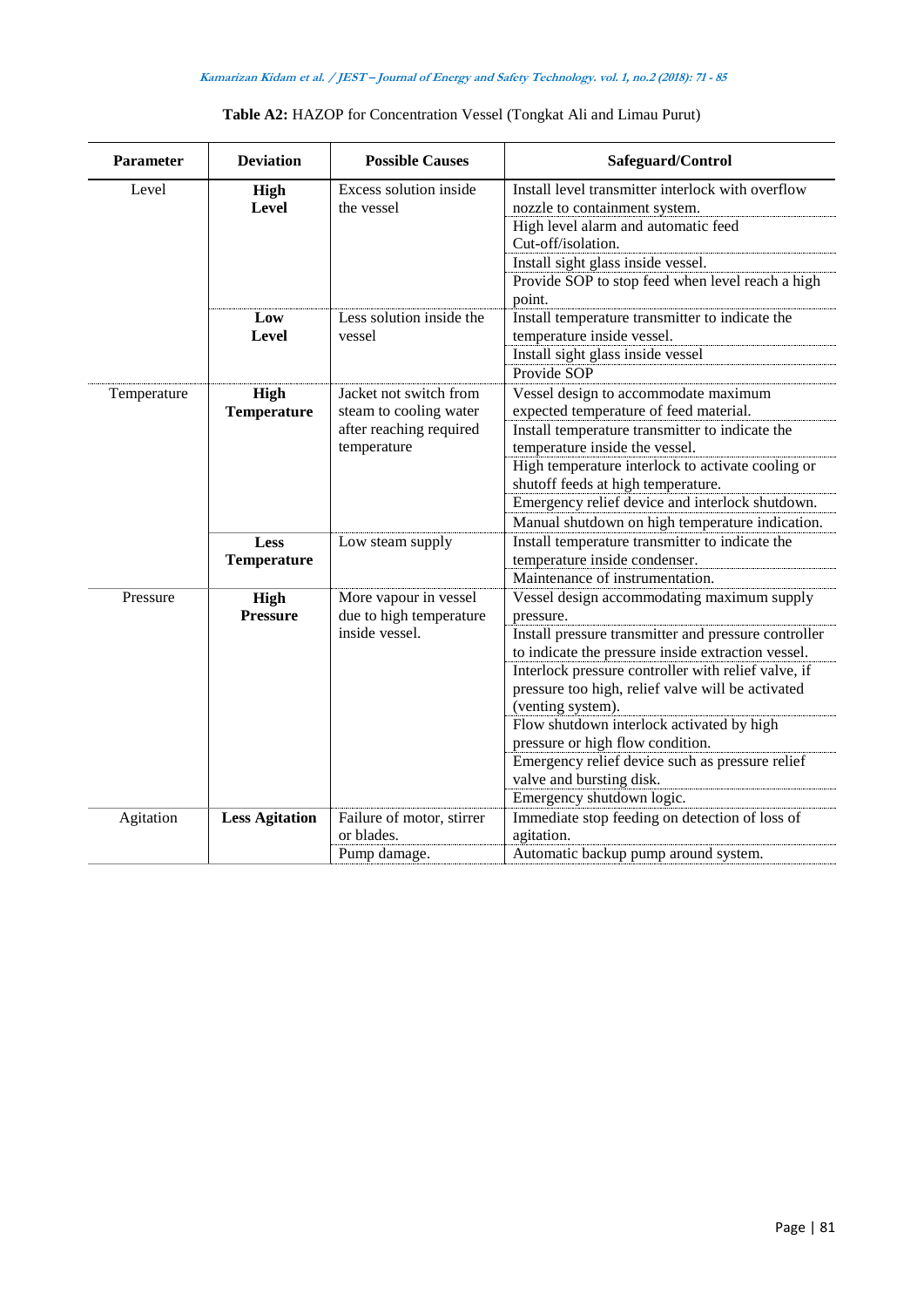**Table A2:** HAZOP for Concentration Vessel (Tongkat Ali and Limau Purut)

| Parameter | Deviation | Possible Causes | Safeguard/Control |
|---|---|---|---|
| Level | **High Level** | Excess solution inside the vessel | Install level transmitter interlock with overflow nozzle to containment system. |
| | | | High level alarm and automatic feed Cut-off/isolation. |
| | | | Install sight glass inside vessel. |
| | | | Provide SOP to stop feed when level reach a high point. |
| | **Low Level** | Less solution inside the vessel | Install temperature transmitter to indicate the temperature inside vessel. |
| | | | Install sight glass inside vessel |
| | | | Provide SOP |
| Temperature | **High Temperature** | Jacket not switch from steam to cooling water after reaching required temperature | Vessel design to accommodate maximum expected temperature of feed material. |
| | | | Install temperature transmitter to indicate the temperature inside the vessel. |
| | | | High temperature interlock to activate cooling or shutoff feeds at high temperature. |
| | | | Emergency relief device and interlock shutdown. |
| | | | Manual shutdown on high temperature indication. |
| | **Less Temperature** | Low steam supply | Install temperature transmitter to indicate the temperature inside condenser. |
| | | | Maintenance of instrumentation. |
| Pressure | **High Pressure** | More vapour in vessel due to high temperature inside vessel. | Vessel design accommodating maximum supply pressure. |
| | | | Install pressure transmitter and pressure controller to indicate the pressure inside extraction vessel. |
| | | | Interlock pressure controller with relief valve, if pressure too high, relief valve will be activated (venting system). |
| | | | Flow shutdown interlock activated by high pressure or high flow condition. |
| | | | Emergency relief device such as pressure relief valve and bursting disk. |
| | | | Emergency shutdown logic. |
| Agitation | **Less Agitation** | Failure of motor, stirrer or blades. | Immediate stop feeding on detection of loss of agitation. |
| | | Pump damage. | Automatic backup pump around system. |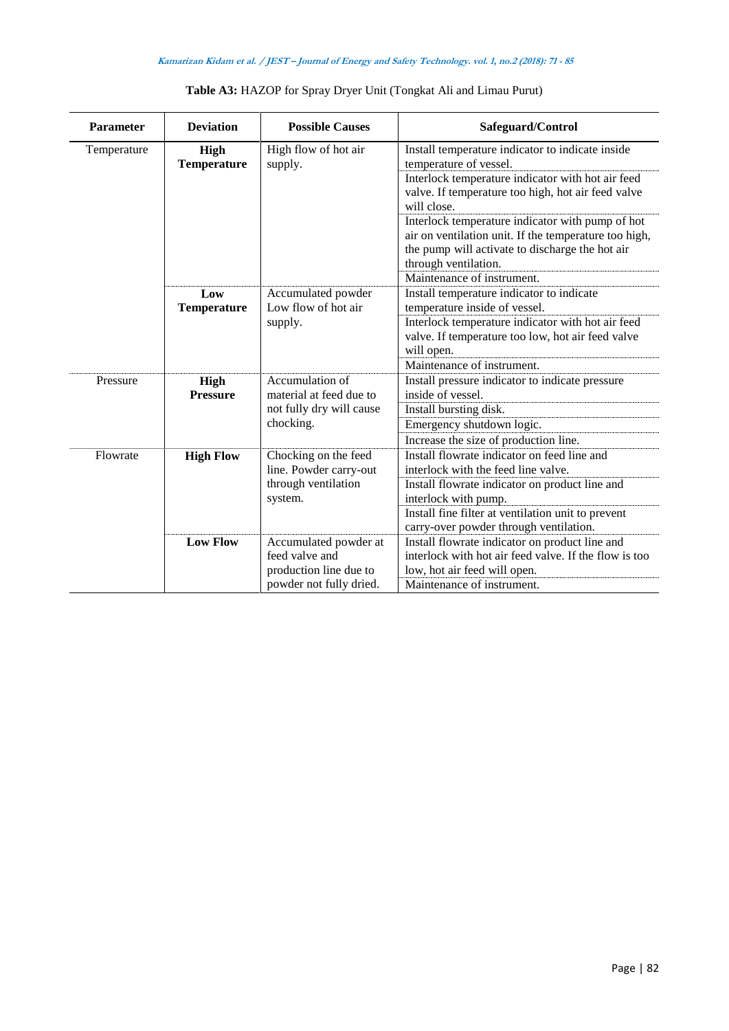**Table A3:** HAZOP for Spray Dryer Unit (Tongkat Ali and Limau Purut)

| Parameter | Deviation | Possible Causes | Safeguard/Control |
|---|---|---|---|
| Temperature | **High Temperature** | High flow of hot air supply. | Install temperature indicator to indicate inside temperature of vessel. |
| | | | Interlock temperature indicator with hot air feed valve. If temperature too high, hot air feed valve will close. |
| | | | Interlock temperature indicator with pump of hot air on ventilation unit. If the temperature too high, the pump will activate to discharge the hot air through ventilation. |
| | | | Maintenance of instrument. |
| | **Low Temperature** | Accumulated powder Low flow of hot air supply. | Install temperature indicator to indicate temperature inside of vessel. |
| | | | Interlock temperature indicator with hot air feed valve. If temperature too low, hot air feed valve will open. |
| | | | Maintenance of instrument. |
| Pressure | **High Pressure** | Accumulation of material at feed due to not fully dry will cause chocking. | Install pressure indicator to indicate pressure inside of vessel. |
| | | | Install bursting disk. |
| | | | Emergency shutdown logic. |
| | | | Increase the size of production line. |
| Flowrate | **High Flow** | Chocking on the feed line. Powder carry-out through ventilation system. | Install flowrate indicator on feed line and interlock with the feed line valve. |
| | | | Install flowrate indicator on product line and interlock with pump. |
| | | | Install fine filter at ventilation unit to prevent carry-over powder through ventilation. |
| | **Low Flow** | Accumulated powder at feed valve and production line due to powder not fully dried. | Install flowrate indicator on product line and interlock with hot air feed valve. If the flow is too low, hot air feed will open. |
| | | | Maintenance of instrument. |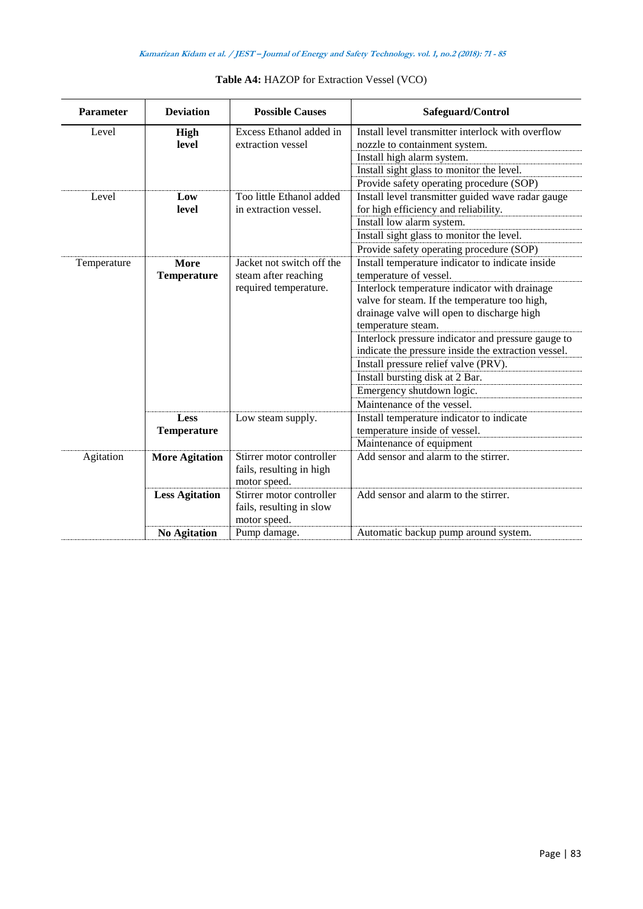**Table A4:** HAZOP for Extraction Vessel (VCO)

| Parameter | Deviation | Possible Causes | Safeguard/Control |
|---|---|---|---|
| Level | **High level** | Excess Ethanol added in extraction vessel | Install level transmitter interlock with overflow nozzle to containment system. |
| | | | Install high alarm system. |
| | | | Install sight glass to monitor the level. |
| | | | Provide safety operating procedure (SOP) |
| Level | **Low level** | Too little Ethanol added in extraction vessel. | Install level transmitter guided wave radar gauge for high efficiency and reliability. |
| | | | Install low alarm system. |
| | | | Install sight glass to monitor the level. |
| | | | Provide safety operating procedure (SOP) |
| Temperature | **More Temperature** | Jacket not switch off the steam after reaching required temperature. | Install temperature indicator to indicate inside temperature of vessel. |
| | | | Interlock temperature indicator with drainage valve for steam. If the temperature too high, drainage valve will open to discharge high temperature steam. |
| | | | Interlock pressure indicator and pressure gauge to indicate the pressure inside the extraction vessel. |
| | | | Install pressure relief valve (PRV). |
| | | | Install bursting disk at 2 Bar. |
| | | | Emergency shutdown logic. |
| | | | Maintenance of the vessel. |
| | **Less Temperature** | Low steam supply. | Install temperature indicator to indicate temperature inside of vessel. |
| | | | Maintenance of equipment |
| Agitation | **More Agitation** | Stirrer motor controller fails, resulting in high motor speed. | Add sensor and alarm to the stirrer. |
| | **Less Agitation** | Stirrer motor controller fails, resulting in slow motor speed. | Add sensor and alarm to the stirrer. |
| | **No Agitation** | Pump damage. | Automatic backup pump around system. |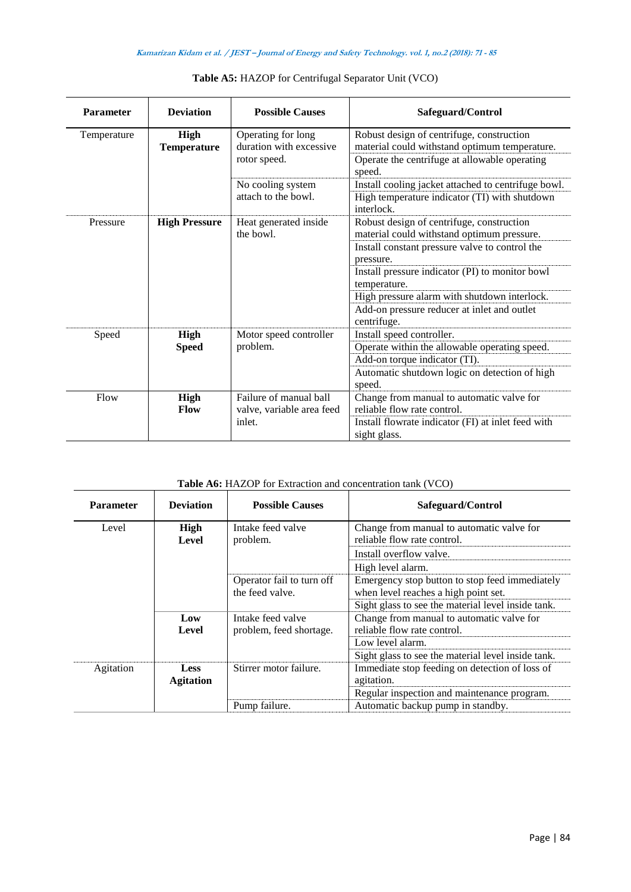**Table A5:** HAZOP for Centrifugal Separator Unit (VCO)

| Parameter | Deviation | Possible Causes | Safeguard/Control |
|---|---|---|---|
| Temperature | **High Temperature** | Operating for long duration with excessive rotor speed. | Robust design of centrifuge, construction material could withstand optimum temperature. |
| | | | Operate the centrifuge at allowable operating speed. |
| | | No cooling system attach to the bowl. | Install cooling jacket attached to centrifuge bowl. |
| | | | High temperature indicator (TI) with shutdown interlock. |
| Pressure | **High Pressure** | Heat generated inside the bowl. | Robust design of centrifuge, construction material could withstand optimum pressure. |
| | | | Install constant pressure valve to control the pressure. |
| | | | Install pressure indicator (PI) to monitor bowl temperature. |
| | | | High pressure alarm with shutdown interlock. |
| | | | Add-on pressure reducer at inlet and outlet centrifuge. |
| Speed | **High Speed** | Motor speed controller problem. | Install speed controller. |
| | | | Operate within the allowable operating speed. |
| | | | Add-on torque indicator (TI). |
| | | | Automatic shutdown logic on detection of high speed. |
| Flow | **High Flow** | Failure of manual ball valve, variable area feed inlet. | Change from manual to automatic valve for reliable flow rate control. |
| | | | Install flowrate indicator (FI) at inlet feed with sight glass. |

**Table A6:** HAZOP for Extraction and concentration tank (VCO)

| Parameter | Deviation | Possible Causes | Safeguard/Control |
|---|---|---|---|
| Level | **High Level** | Intake feed valve problem. | Change from manual to automatic valve for reliable flow rate control. |
| | | | Install overflow valve. |
| | | | High level alarm. |
| | | Operator fail to turn off the feed valve. | Emergency stop button to stop feed immediately when level reaches a high point set. |
| | | | Sight glass to see the material level inside tank. |
| | **Low Level** | Intake feed valve problem, feed shortage. | Change from manual to automatic valve for reliable flow rate control. |
| | | | Low level alarm. |
| | | | Sight glass to see the material level inside tank. |
| Agitation | **Less Agitation** | Stirrer motor failure. | Immediate stop feeding on detection of loss of agitation. |
| | | | Regular inspection and maintenance program. |
| | | Pump failure. | Automatic backup pump in standby. |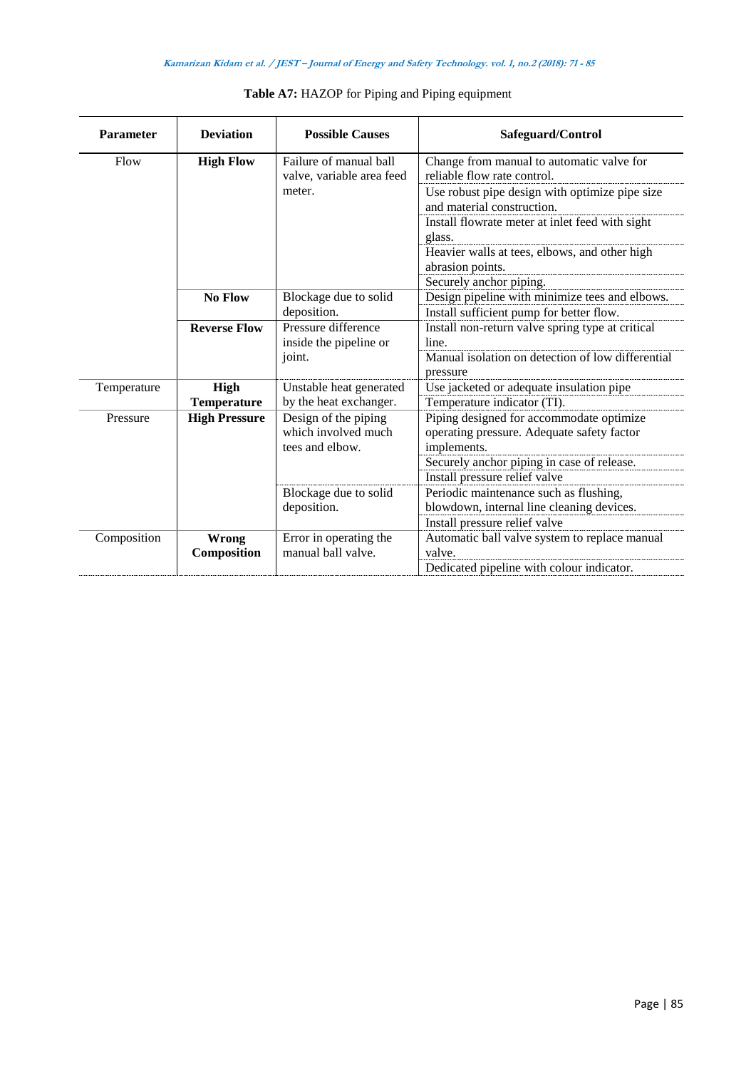**Table A7:** HAZOP for Piping and Piping equipment

| Parameter | Deviation | Possible Causes | Safeguard/Control |
|---|---|---|---|
| Flow | **High Flow** | Failure of manual ball valve, variable area feed meter. | Change from manual to automatic valve for reliable flow rate control. |
| | | | Use robust pipe design with optimize pipe size and material construction. |
| | | | Install flowrate meter at inlet feed with sight glass. |
| | | | Heavier walls at tees, elbows, and other high abrasion points. |
| | | | Securely anchor piping. |
| | **No Flow** | Blockage due to solid deposition. | Design pipeline with minimize tees and elbows. |
| | | | Install sufficient pump for better flow. |
| | **Reverse Flow** | Pressure difference inside the pipeline or joint. | Install non-return valve spring type at critical line. |
| | | | Manual isolation on detection of low differential pressure |
| Temperature | **High Temperature** | Unstable heat generated by the heat exchanger. | Use jacketed or adequate insulation pipe |
| | | | Temperature indicator (TI). |
| Pressure | **High Pressure** | Design of the piping which involved much tees and elbow. | Piping designed for accommodate optimize operating pressure. Adequate safety factor implements. |
| | | | Securely anchor piping in case of release. |
| | | | Install pressure relief valve |
| | | Blockage due to solid deposition. | Periodic maintenance such as flushing, blowdown, internal line cleaning devices. |
| | | | Install pressure relief valve |
| Composition | **Wrong Composition** | Error in operating the manual ball valve. | Automatic ball valve system to replace manual valve. |
| | | | Dedicated pipeline with colour indicator. |